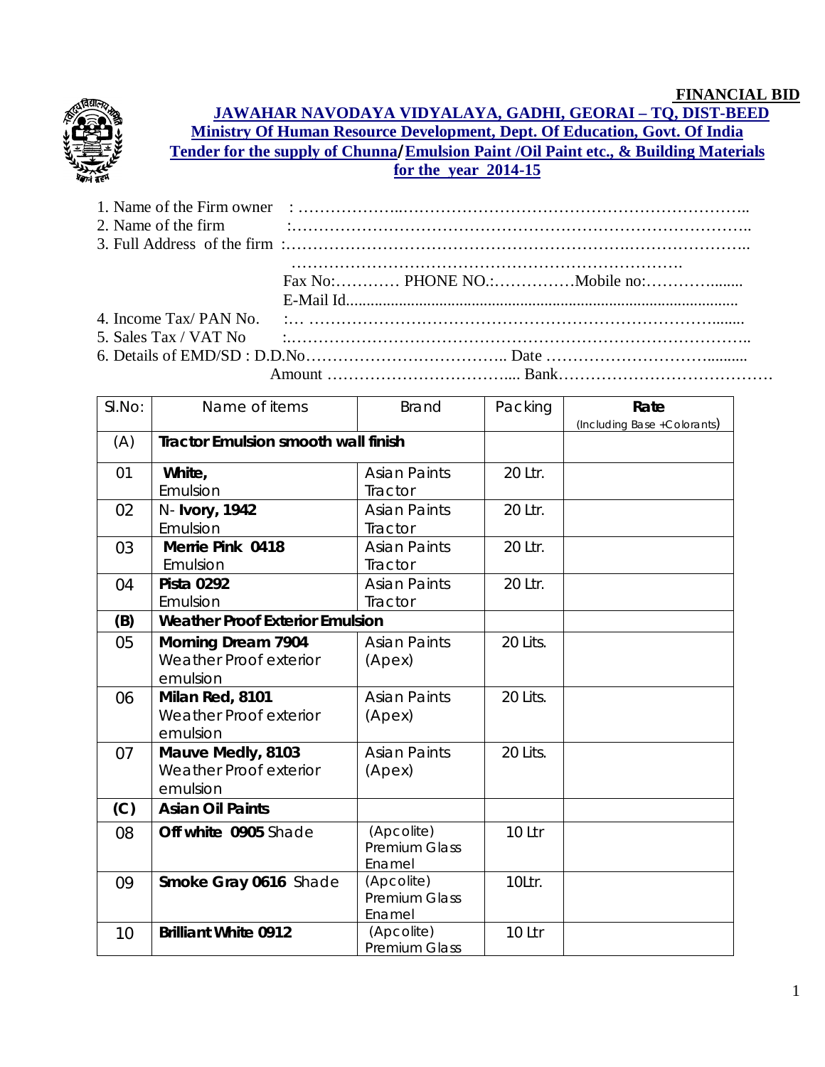**FINANCIAL BID**

# JAWAHAR NAVODAYA VIDYALAYA, GADHI, GEORAI – TQ, DIST-BEED

## Ministry Of Human Resource Development, Dept. Of Education, Govt. Of India

## Tender for the supply of Chunna/Emulsion Paint /Oil Paint etc., & Building Materials for the year 2014-15

1. Name of the Firm owner : …………………………………………………………………………..
2. Name of the firm :……………………………………………………………………………..
3. Full Address of the firm :…………………………………………………………………………..
   ……………………………………………………………………
   Fax No:………… PHONE NO.:……………Mobile no:……………........
   E-Mail Id...............................................................................................
4. Income Tax/ PAN No. :… ………………………………………………………………........
5. Sales Tax / VAT No :…………………………………………………………………………..
6. Details of EMD/SD : D.D.No……………………………….. Date ……………………….........
   Amount …………………………….... Bank…………………………………

| Sl.No: | Name of items | Brand | Packing | **Rate** (Including Base +Colorants) |
|---|---|---|---|---|
| (A) | **Tractor Emulsion smooth wall finish** | | | |
| 01 | **White,** Emulsion | Asian Paints Tractor | 20 Ltr. | |
| 02 | N- **Ivory, 1942** Emulsion | Asian Paints Tractor | 20 Ltr. | |
| 03 | **Merrie Pink 0418** Emulsion | Asian Paints Tractor | 20 Ltr. | |
| 04 | **Pista 0292** Emulsion | Asian Paints Tractor | 20 Ltr. | |
| **(B)** | **Weather Proof Exterior Emulsion** | | | |
| 05 | **Morning Dream 7904** Weather Proof exterior emulsion | Asian Paints (Apex) | 20 Lits. | |
| 06 | **Milan Red, 8101** Weather Proof exterior emulsion | Asian Paints (Apex) | 20 Lits. | |
| 07 | **Mauve Medly, 8103** Weather Proof exterior emulsion | Asian Paints (Apex) | 20 Lits. | |
| **(C)** | **Asian Oil Paints** | | | |
| 08 | **Off white 0905** Shade | (Apcolite) Premium Glass Enamel | 10 Ltr | |
| 09 | **Smoke Gray 0616** Shade | (Apcolite) Premium Glass Enamel | 10Ltr. | |
| 10 | **Brilliant White 0912** | (Apcolite) Premium Glass | 10 Ltr | |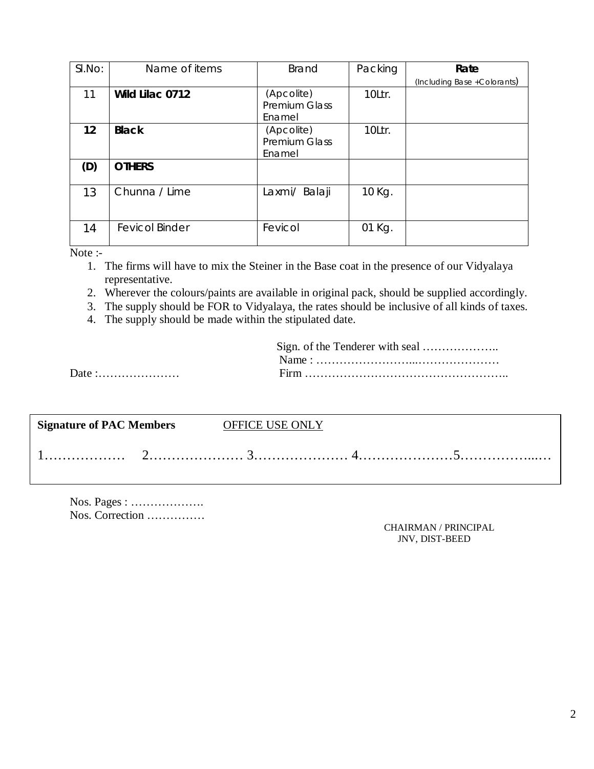| Sl.No: | Name of items | Brand | Packing | **Rate** (Including Base +Colorants) |
|---|---|---|---|---|
| 11 | **Wild Lilac 0712** | (Apcolite) Premium Glass Enamel | 10Ltr. | |
| **12** | **Black** | (Apcolite) Premium Glass Enamel | 10Ltr. | |
| **(D)** | **OTHERS** | | | |
| 13 | Chunna / Lime | Laxmi/ Balaji | 10 Kg. | |
| 14 | Fevicol Binder | Fevicol | 01 Kg. | |

Note :-

1. The firms will have to mix the Steiner in the Base coat in the presence of our Vidyalaya representative.
2. Wherever the colours/paints are available in original pack, should be supplied accordingly.
3. The supply should be FOR to Vidyalaya, the rates should be inclusive of all kinds of taxes.
4. The supply should be made within the stipulated date.

Sign. of the Tenderer with seal ………………..

Name : ………………………..…………………

Date :…………………  Firm ……………………………………………..

**Signature of PAC Members** OFFICE USE ONLY

1……………… 2………………… 3………………… 4…………………5……………...…

Nos. Pages : ……………….

Nos. Correction ……………

CHAIRMAN / PRINCIPAL
JNV, DIST-BEED